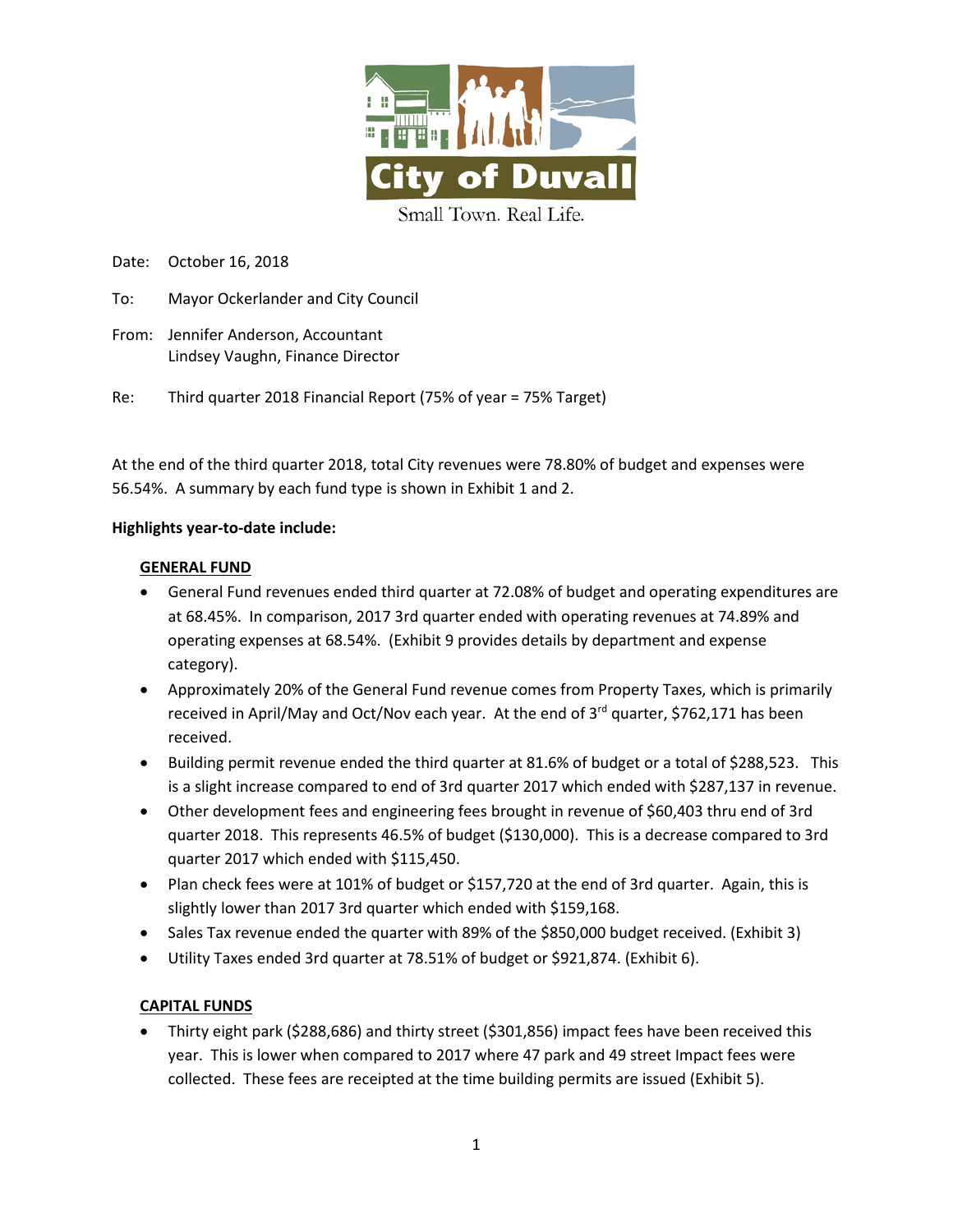City of Duvall

Small Town. Real Life.

Date: October 16, 2018

To: Mayor Ockerlander and City Council

From: Jennifer Anderson, Accountant
Lindsey Vaughn, Finance Director

Re: Third quarter 2018 Financial Report (75% of year = 75% Target)

At the end of the third quarter 2018, total City revenues were 78.80% of budget and expenses were 56.54%. A summary by each fund type is shown in Exhibit 1 and 2.

**Highlights year-to-date include:**

**GENERAL FUND**

- General Fund revenues ended third quarter at 72.08% of budget and operating expenditures are at 68.45%. In comparison, 2017 3rd quarter ended with operating revenues at 74.89% and operating expenses at 68.54%. (Exhibit 9 provides details by department and expense category).
- Approximately 20% of the General Fund revenue comes from Property Taxes, which is primarily received in April/May and Oct/Nov each year. At the end of 3rd quarter, $762,171 has been received.
- Building permit revenue ended the third quarter at 81.6% of budget or a total of $288,523. This is a slight increase compared to end of 3rd quarter 2017 which ended with $287,137 in revenue.
- Other development fees and engineering fees brought in revenue of $60,403 thru end of 3rd quarter 2018. This represents 46.5% of budget ($130,000). This is a decrease compared to 3rd quarter 2017 which ended with $115,450.
- Plan check fees were at 101% of budget or $157,720 at the end of 3rd quarter. Again, this is slightly lower than 2017 3rd quarter which ended with $159,168.
- Sales Tax revenue ended the quarter with 89% of the $850,000 budget received. (Exhibit 3)
- Utility Taxes ended 3rd quarter at 78.51% of budget or $921,874. (Exhibit 6).

**CAPITAL FUNDS**

- Thirty eight park ($288,686) and thirty street ($301,856) impact fees have been received this year. This is lower when compared to 2017 where 47 park and 49 street Impact fees were collected. These fees are receipted at the time building permits are issued (Exhibit 5).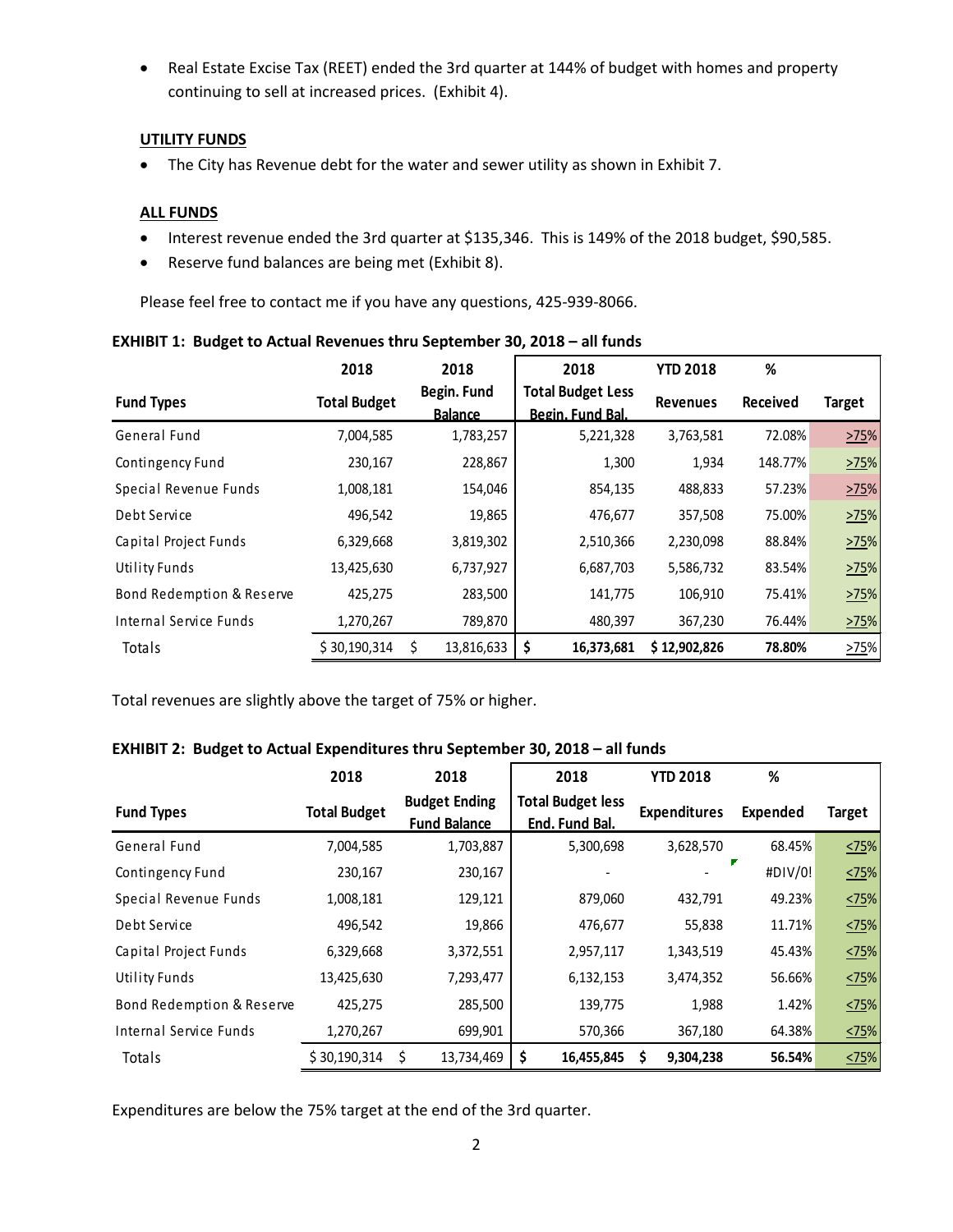- Real Estate Excise Tax (REET) ended the 3rd quarter at 144% of budget with homes and property continuing to sell at increased prices. (Exhibit 4).

**UTILITY FUNDS**

- The City has Revenue debt for the water and sewer utility as shown in Exhibit 7.

**ALL FUNDS**

- Interest revenue ended the 3rd quarter at $135,346. This is 149% of the 2018 budget, $90,585.
- Reserve fund balances are being met (Exhibit 8).

Please feel free to contact me if you have any questions, 425-939-8066.

**EXHIBIT 1: Budget to Actual Revenues thru September 30, 2018 – all funds**

| Fund Types | 2018 Total Budget | 2018 Begin. Fund Balance | 2018 Total Budget Less Begin. Fund Bal. | YTD 2018 Revenues | % Received | Target |
|---|---|---|---|---|---|---|
| General Fund | 7,004,585 | 1,783,257 | 5,221,328 | 3,763,581 | 72.08% | >75% |
| Contingency Fund | 230,167 | 228,867 | 1,300 | 1,934 | 148.77% | >75% |
| Special Revenue Funds | 1,008,181 | 154,046 | 854,135 | 488,833 | 57.23% | >75% |
| Debt Service | 496,542 | 19,865 | 476,677 | 357,508 | 75.00% | >75% |
| Capital Project Funds | 6,329,668 | 3,819,302 | 2,510,366 | 2,230,098 | 88.84% | >75% |
| Utility Funds | 13,425,630 | 6,737,927 | 6,687,703 | 5,586,732 | 83.54% | >75% |
| Bond Redemption & Reserve | 425,275 | 283,500 | 141,775 | 106,910 | 75.41% | >75% |
| Internal Service Funds | 1,270,267 | 789,870 | 480,397 | 367,230 | 76.44% | >75% |
| Totals | $ 30,190,314 | $ 13,816,633 | $ 16,373,681 | $ 12,902,826 | 78.80% | >75% |

Total revenues are slightly above the target of 75% or higher.

**EXHIBIT 2: Budget to Actual Expenditures thru September 30, 2018 – all funds**

| Fund Types | 2018 Total Budget | 2018 Budget Ending Fund Balance | 2018 Total Budget less End. Fund Bal. | YTD 2018 Expenditures | % Expended | Target |
|---|---|---|---|---|---|---|
| General Fund | 7,004,585 | 1,703,887 | 5,300,698 | 3,628,570 | 68.45% | <75% |
| Contingency Fund | 230,167 | 230,167 | - | - | #DIV/0! | <75% |
| Special Revenue Funds | 1,008,181 | 129,121 | 879,060 | 432,791 | 49.23% | <75% |
| Debt Service | 496,542 | 19,866 | 476,677 | 55,838 | 11.71% | <75% |
| Capital Project Funds | 6,329,668 | 3,372,551 | 2,957,117 | 1,343,519 | 45.43% | <75% |
| Utility Funds | 13,425,630 | 7,293,477 | 6,132,153 | 3,474,352 | 56.66% | <75% |
| Bond Redemption & Reserve | 425,275 | 285,500 | 139,775 | 1,988 | 1.42% | <75% |
| Internal Service Funds | 1,270,267 | 699,901 | 570,366 | 367,180 | 64.38% | <75% |
| Totals | $ 30,190,314 | $ 13,734,469 | $ 16,455,845 | $ 9,304,238 | 56.54% | <75% |

Expenditures are below the 75% target at the end of the 3rd quarter.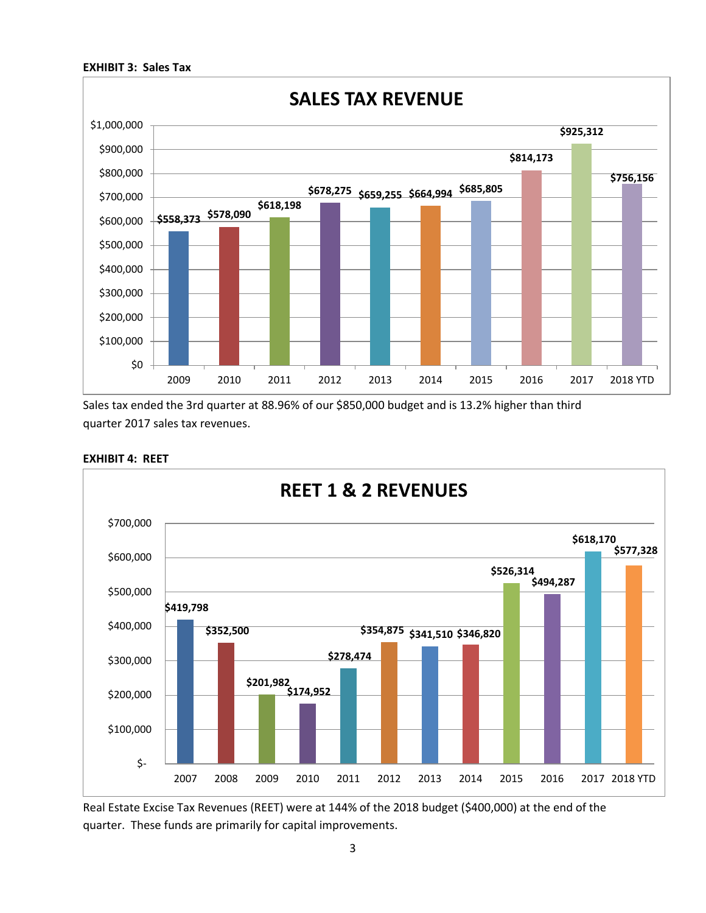**EXHIBIT 3: Sales Tax**

SALES TAX REVENUE

$1,000,000
$900,000
$800,000
$700,000
$600,000
$500,000
$400,000
$300,000
$200,000
$100,000
$0

2009 $558,373
2010 $578,090
2011 $618,198
2012 $678,275
2013 $659,255
2014 $664,994
2015 $685,805
2016 $814,173
2017 $925,312
2018 YTD $756,156

Sales tax ended the 3rd quarter at 88.96% of our $850,000 budget and is 13.2% higher than third quarter 2017 sales tax revenues.

**EXHIBIT 4: REET**

REET 1 & 2 REVENUES

$700,000
$600,000
$500,000
$400,000
$300,000
$200,000
$100,000
$-

2007 $419,798
2008 $352,500
2009 $201,982
2010 $174,952
2011 $278,474
2012 $354,875
2013 $341,510
2014 $346,820
2015 $526,314
2016 $494,287
2017 $618,170
2018 YTD $577,328

Real Estate Excise Tax Revenues (REET) were at 144% of the 2018 budget ($400,000) at the end of the quarter. These funds are primarily for capital improvements.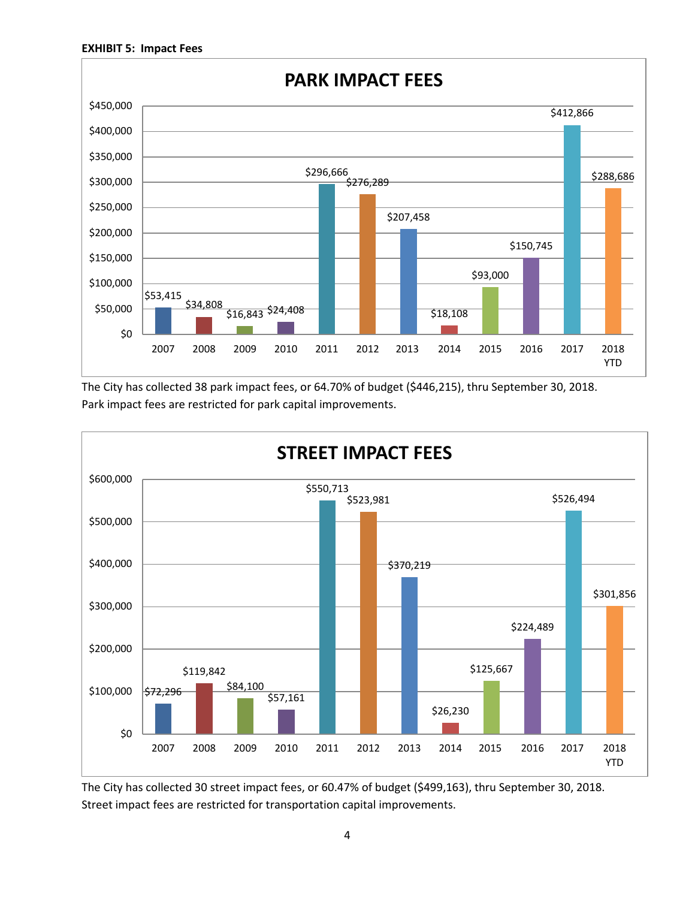**EXHIBIT 5: Impact Fees**

PARK IMPACT FEES

$450,000
$400,000
$350,000
$300,000
$250,000
$200,000
$150,000
$100,000
$50,000
$0

$53,415
$34,808
$16,843
$24,408
$296,666
$276,289
$207,458
$18,108
$93,000
$150,745
$412,866
$288,686

2007
2008
2009
2010
2011
2012
2013
2014
2015
2016
2017
2018 YTD

The City has collected 38 park impact fees, or 64.70% of budget ($446,215), thru September 30, 2018. Park impact fees are restricted for park capital improvements.

STREET IMPACT FEES

$600,000
$500,000
$400,000
$300,000
$200,000
$100,000
$0

$72,296
$119,842
$84,100
$57,161
$550,713
$523,981
$370,219
$26,230
$125,667
$224,489
$526,494
$301,856

2007
2008
2009
2010
2011
2012
2013
2014
2015
2016
2017
2018 YTD

The City has collected 30 street impact fees, or 60.47% of budget ($499,163), thru September 30, 2018. Street impact fees are restricted for transportation capital improvements.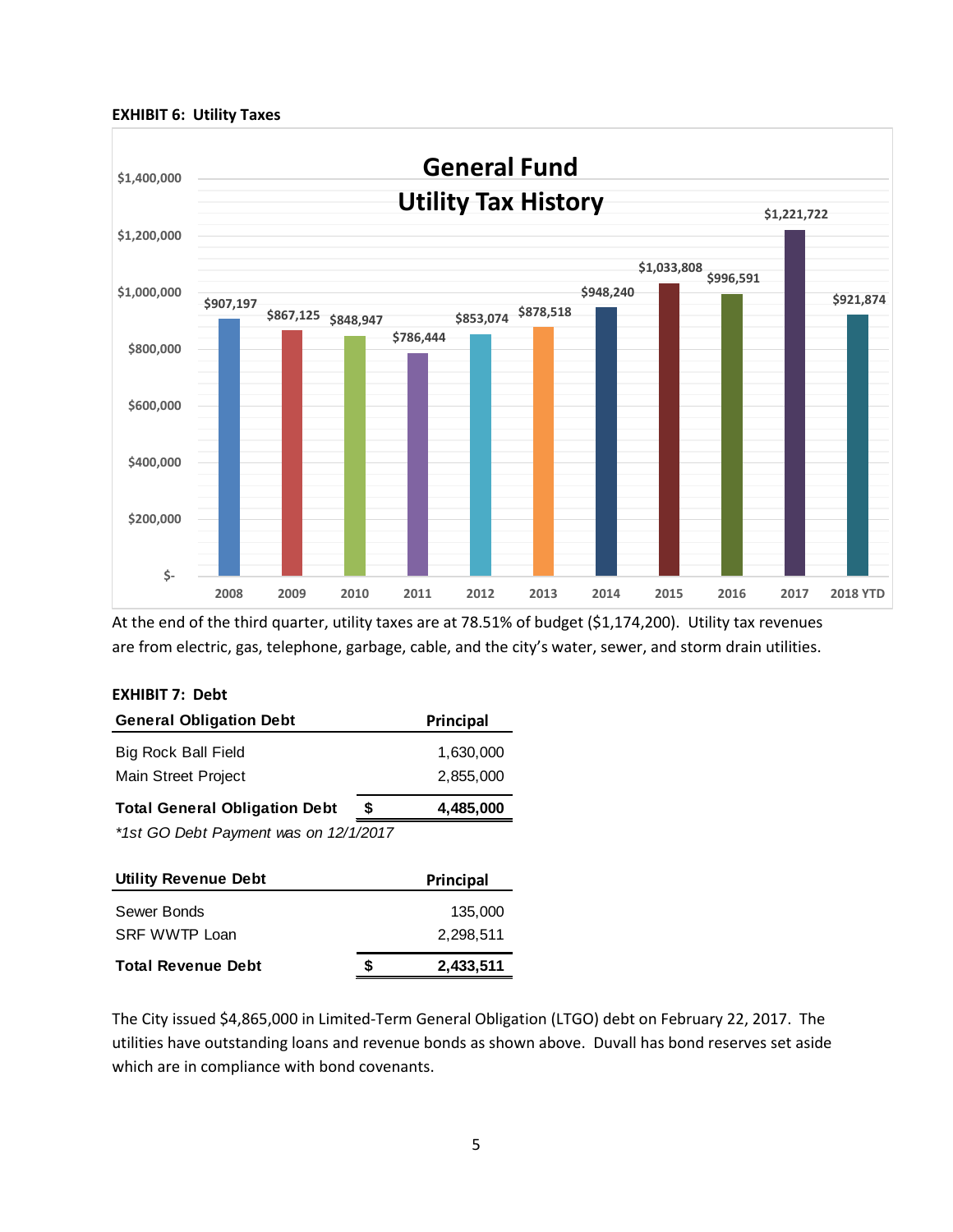**EXHIBIT 6: Utility Taxes**

General Fund
Utility Tax History

$1,400,000
$1,200,000
$1,000,000
$800,000
$600,000
$400,000
$200,000
$-

$907,197
$867,125
$848,947
$786,444
$853,074
$878,518
$948,240
$1,033,808
$996,591
$1,221,722
$921,874

2008
2009
2010
2011
2012
2013
2014
2015
2016
2017
2018 YTD

At the end of the third quarter, utility taxes are at 78.51% of budget ($1,174,200). Utility tax revenues are from electric, gas, telephone, garbage, cable, and the city's water, sewer, and storm drain utilities.

**EXHIBIT 7: Debt**

| General Obligation Debt | | Principal |
|---|---|---|
| Big Rock Ball Field | | 1,630,000 |
| Main Street Project | | 2,855,000 |
| **Total General Obligation Debt** | **$** | **4,485,000** |

*\*1st GO Debt Payment was on 12/1/2017*

| Utility Revenue Debt | | Principal |
|---|---|---|
| Sewer Bonds | | 135,000 |
| SRF WWTP Loan | | 2,298,511 |
| **Total Revenue Debt** | **$** | **2,433,511** |

The City issued $4,865,000 in Limited-Term General Obligation (LTGO) debt on February 22, 2017. The utilities have outstanding loans and revenue bonds as shown above. Duvall has bond reserves set aside which are in compliance with bond covenants.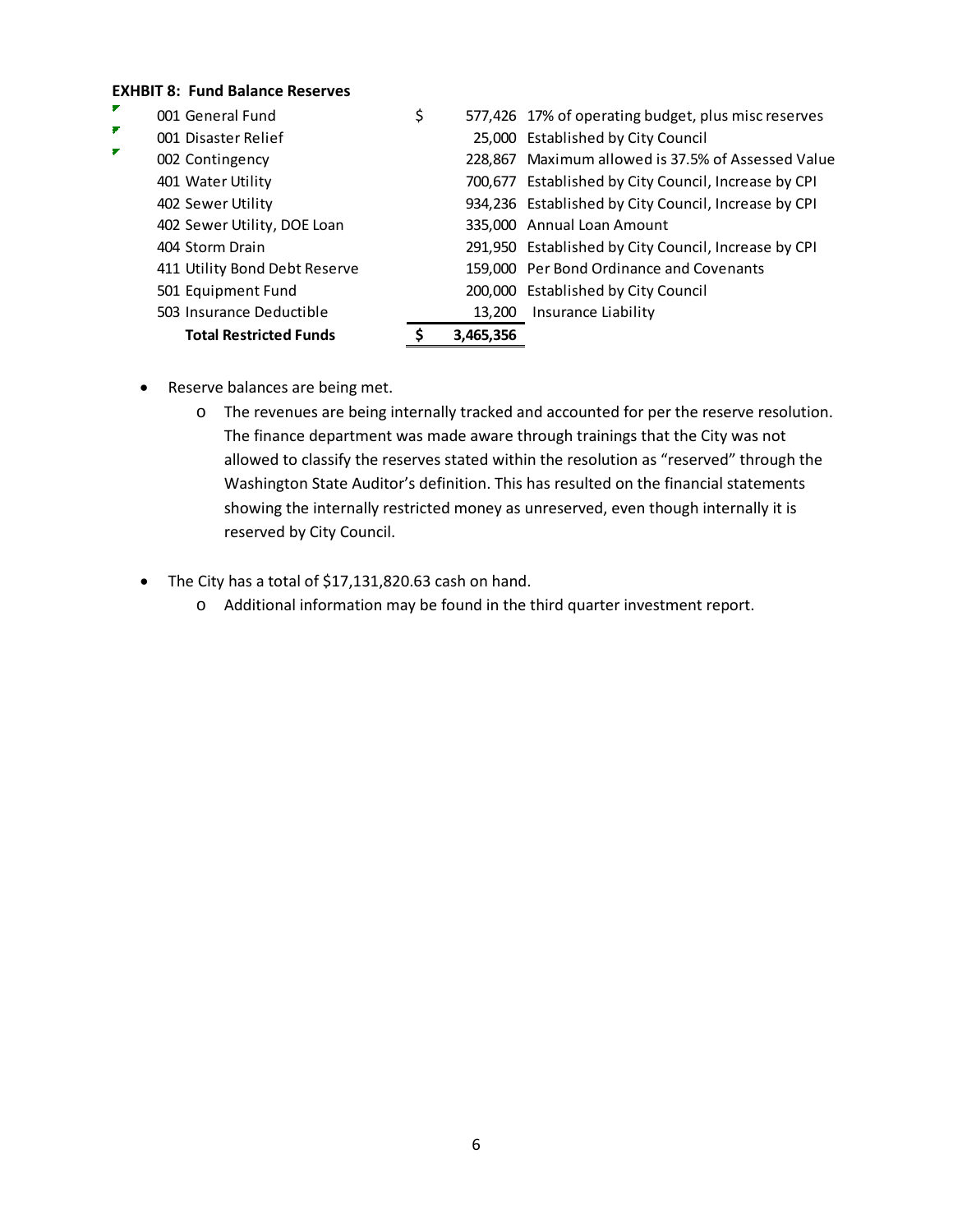**EXHIBIT 8: Fund Balance Reserves**

| Fund | Amount | Basis |
|---|---|---|
| 001 General Fund | $ 577,426 | 17% of operating budget, plus misc reserves |
| 001 Disaster Relief | 25,000 | Established by City Council |
| 002 Contingency | 228,867 | Maximum allowed is 37.5% of Assessed Value |
| 401 Water Utility | 700,677 | Established by City Council, Increase by CPI |
| 402 Sewer Utility | 934,236 | Established by City Council, Increase by CPI |
| 402 Sewer Utility, DOE Loan | 335,000 | Annual Loan Amount |
| 404 Storm Drain | 291,950 | Established by City Council, Increase by CPI |
| 411 Utility Bond Debt Reserve | 159,000 | Per Bond Ordinance and Covenants |
| 501 Equipment Fund | 200,000 | Established by City Council |
| 503 Insurance Deductible | 13,200 | Insurance Liability |
| **Total Restricted Funds** | **$ 3,465,356** | |

- Reserve balances are being met.
  - The revenues are being internally tracked and accounted for per the reserve resolution. The finance department was made aware through trainings that the City was not allowed to classify the reserves stated within the resolution as "reserved" through the Washington State Auditor's definition. This has resulted on the financial statements showing the internally restricted money as unreserved, even though internally it is reserved by City Council.

- The City has a total of $17,131,820.63 cash on hand.
  - Additional information may be found in the third quarter investment report.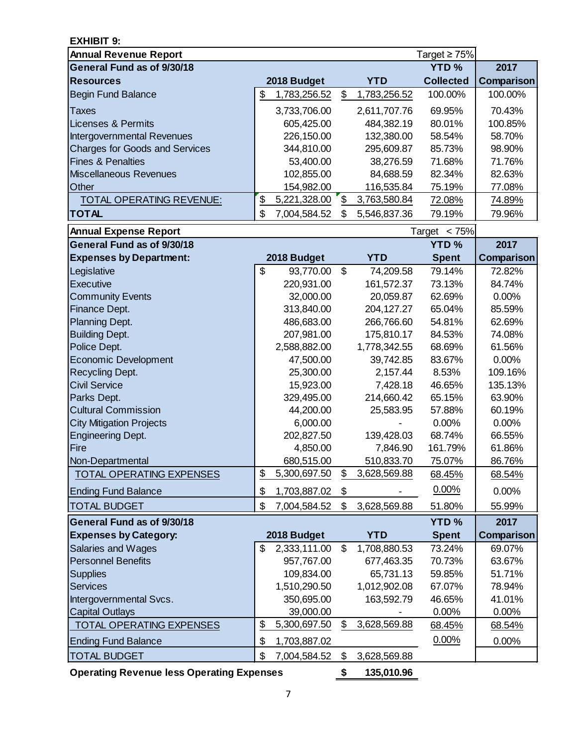**EXHIBIT 9:**

| Annual Revenue Report | | | Target ≥ 75% | |
|---|---|---|---|---|
| **General Fund as of 9/30/18** | | | **YTD %** | **2017** |
| **Resources** | **2018 Budget** | **YTD** | **Collected** | **Comparison** |
| Begin Fund Balance | $ 1,783,256.52 | $ 1,783,256.52 | 100.00% | 100.00% |
| Taxes | 3,733,706.00 | 2,611,707.76 | 69.95% | 70.43% |
| Licenses & Permits | 605,425.00 | 484,382.19 | 80.01% | 100.85% |
| Intergovernmental Revenues | 226,150.00 | 132,380.00 | 58.54% | 58.70% |
| Charges for Goods and Services | 344,810.00 | 295,609.87 | 85.73% | 98.90% |
| Fines & Penalties | 53,400.00 | 38,276.59 | 71.68% | 71.76% |
| Miscellaneous Revenues | 102,855.00 | 84,688.59 | 82.34% | 82.63% |
| Other | 154,982.00 | 116,535.84 | 75.19% | 77.08% |
| TOTAL OPERATING REVENUE: | $ 5,221,328.00 | $ 3,763,580.84 | 72.08% | 74.89% |
| **TOTAL** | $ 7,004,584.52 | $ 5,546,837.36 | 79.19% | 79.96% |

| Annual Expense Report | | | Target < 75% | |
|---|---|---|---|---|
| **General Fund as of 9/30/18** | | | **YTD %** | **2017** |
| **Expenses by Department:** | **2018 Budget** | **YTD** | **Spent** | **Comparison** |
| Legislative | $ 93,770.00 | $ 74,209.58 | 79.14% | 72.82% |
| Executive | 220,931.00 | 161,572.37 | 73.13% | 84.74% |
| Community Events | 32,000.00 | 20,059.87 | 62.69% | 0.00% |
| Finance Dept. | 313,840.00 | 204,127.27 | 65.04% | 85.59% |
| Planning Dept. | 486,683.00 | 266,766.60 | 54.81% | 62.69% |
| Building Dept. | 207,981.00 | 175,810.17 | 84.53% | 74.08% |
| Police Dept. | 2,588,882.00 | 1,778,342.55 | 68.69% | 61.56% |
| Economic Development | 47,500.00 | 39,742.85 | 83.67% | 0.00% |
| Recycling Dept. | 25,300.00 | 2,157.44 | 8.53% | 109.16% |
| Civil Service | 15,923.00 | 7,428.18 | 46.65% | 135.13% |
| Parks Dept. | 329,495.00 | 214,660.42 | 65.15% | 63.90% |
| Cultural Commission | 44,200.00 | 25,583.95 | 57.88% | 60.19% |
| City Mitigation Projects | 6,000.00 | - | 0.00% | 0.00% |
| Engineering Dept. | 202,827.50 | 139,428.03 | 68.74% | 66.55% |
| Fire | 4,850.00 | 7,846.90 | 161.79% | 61.86% |
| Non-Departmental | 680,515.00 | 510,833.70 | 75.07% | 86.76% |
| TOTAL OPERATING EXPENSES | $ 5,300,697.50 | $ 3,628,569.88 | 68.45% | 68.54% |
| Ending Fund Balance | $ 1,703,887.02 | $ - | 0.00% | 0.00% |
| TOTAL BUDGET | $ 7,004,584.52 | $ 3,628,569.88 | 51.80% | 55.99% |

| **General Fund as of 9/30/18** | | | **YTD %** | **2017** |
|---|---|---|---|---|
| **Expenses by Category:** | **2018 Budget** | **YTD** | **Spent** | **Comparison** |
| Salaries and Wages | $ 2,333,111.00 | $ 1,708,880.53 | 73.24% | 69.07% |
| Personnel Benefits | 957,767.00 | 677,463.35 | 70.73% | 63.67% |
| Supplies | 109,834.00 | 65,731.13 | 59.85% | 51.71% |
| Services | 1,510,290.50 | 1,012,902.08 | 67.07% | 78.94% |
| Intergovernmental Svcs. | 350,695.00 | 163,592.79 | 46.65% | 41.01% |
| Capital Outlays | 39,000.00 | - | 0.00% | 0.00% |
| TOTAL OPERATING EXPENSES | $ 5,300,697.50 | $ 3,628,569.88 | 68.45% | 68.54% |
| Ending Fund Balance | $ 1,703,887.02 | | 0.00% | 0.00% |
| TOTAL BUDGET | $ 7,004,584.52 | $ 3,628,569.88 | | |

**Operating Revenue less Operating Expenses** **$ 135,010.96**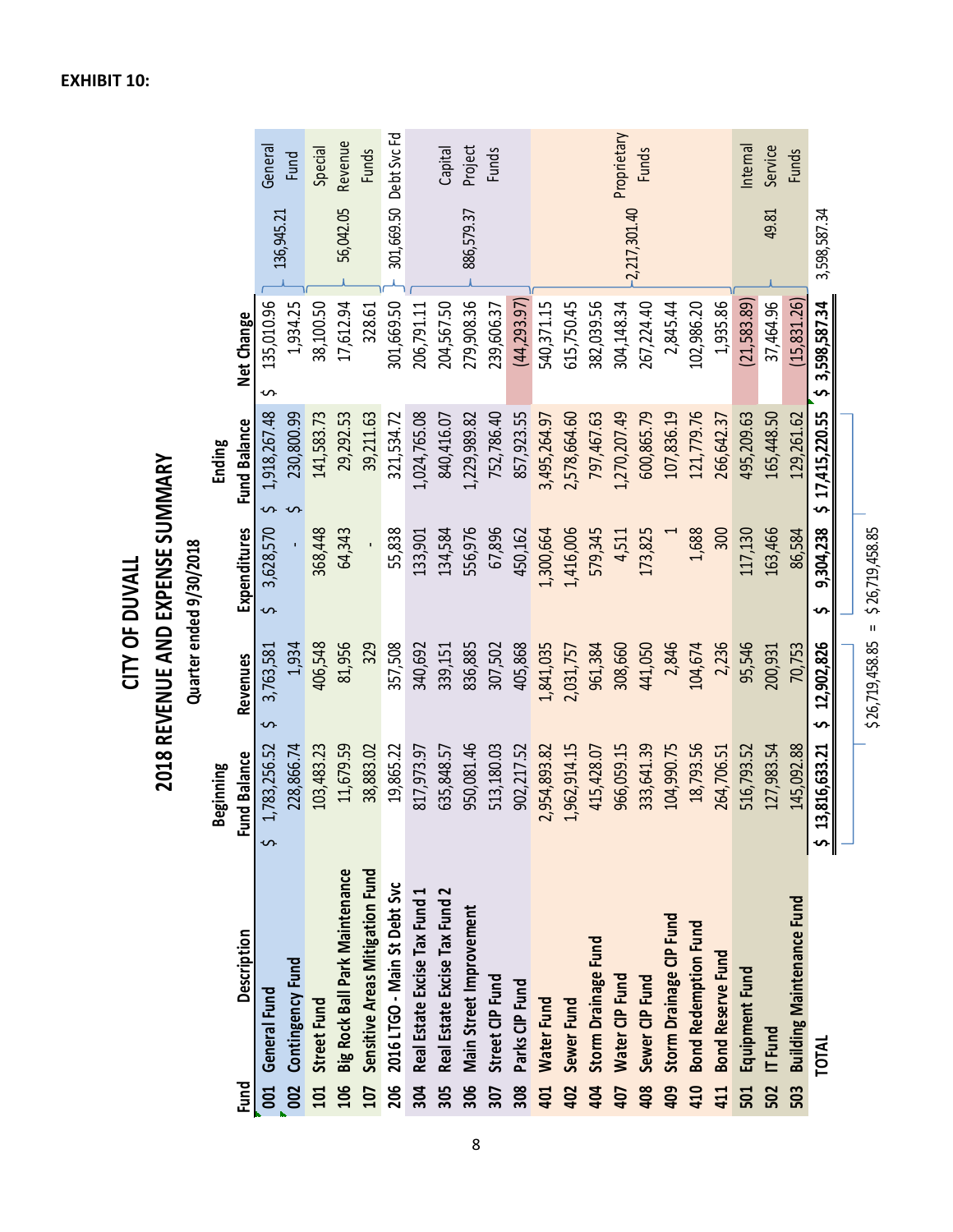**EXHIBIT 10:**

# CITY OF DUVALL

## 2018 REVENUE AND EXPENSE SUMMARY

Quarter ended 9/30/2018

| Fund | Description | Beginning Fund Balance | Revenues | Expenditures | Ending Fund Balance | Net Change | | |
|---|---|---|---|---|---|---|---|---|
| 001 | General Fund | $ 1,783,256.52 | $ 3,763,581 | $ 3,628,570 | $ 1,918,267.48 | $ 135,010.96 | 136,945.21 | General Fund |
| 002 | Contingency Fund | 228,866.74 | 1,934 | - | $ 230,800.99 | 1,934.25 | | |
| 101 | Street Fund | 103,483.23 | 406,548 | 368,448 | 141,583.73 | 38,100.50 | 56,042.05 | Special Revenue Funds |
| 106 | Big Rock Ball Park Maintenance | 11,679.59 | 81,956 | 64,343 | 29,292.53 | 17,612.94 | | |
| 107 | Sensitive Areas Mitigation Fund | 38,883.02 | 329 | - | 39,211.63 | 328.61 | | |
| 206 | 2016 LTGO - Main St Debt Svc | 19,865.22 | 357,508 | 55,838 | 321,534.72 | 301,669.50 | 301,669.50 | Debt Svc Fd |
| 304 | Real Estate Excise Tax Fund 1 | 817,973.97 | 340,692 | 133,901 | 1,024,765.08 | 206,791.11 | 886,579.37 | Capital Project Funds |
| 305 | Real Estate Excise Tax Fund 2 | 635,848.57 | 339,151 | 134,584 | 840,416.07 | 204,567.50 | | |
| 306 | Main Street Improvement | 950,081.46 | 836,885 | 556,976 | 1,229,989.82 | 279,908.36 | | |
| 307 | Street CIP Fund | 513,180.03 | 307,502 | 67,896 | 752,786.40 | 239,606.37 | | |
| 308 | Parks CIP Fund | 902,217.52 | 405,868 | 450,162 | 857,923.55 | (44,293.97) | | |
| 401 | Water Fund | 2,954,893.82 | 1,841,035 | 1,300,664 | 3,495,264.97 | 540,371.15 | 2,217,301.40 | Proprietary Funds |
| 402 | Sewer Fund | 1,962,914.15 | 2,031,757 | 1,416,006 | 2,578,664.60 | 615,750.45 | | |
| 404 | Storm Drainage Fund | 415,428.07 | 961,384 | 579,345 | 797,467.63 | 382,039.56 | | |
| 407 | Water CIP Fund | 966,059.15 | 308,660 | 4,511 | 1,270,207.49 | 304,148.34 | | |
| 408 | Sewer CIP Fund | 333,641.39 | 441,050 | 173,825 | 600,865.79 | 267,224.40 | | |
| 409 | Storm Drainage CIP Fund | 104,990.75 | 2,846 | 1 | 107,836.19 | 2,845.44 | | |
| 410 | Bond Redemption Fund | 18,793.56 | 104,674 | 1,688 | 121,779.76 | 102,986.20 | | |
| 411 | Bond Reserve Fund | 264,706.51 | 2,236 | 300 | 266,642.37 | 1,935.86 | | |
| 501 | Equipment Fund | 516,793.52 | 95,546 | 117,130 | 495,209.63 | (21,583.89) | 49.81 | Internal Service Funds |
| 502 | IT Fund | 127,983.54 | 200,931 | 163,466 | 165,448.50 | 37,464.96 | | |
| 503 | Building Maintenance Fund | 145,092.88 | 70,753 | 86,584 | 129,261.62 | (15,831.26) | | |
| | TOTAL | $ 13,816,633.21 | $ 12,902,826 | $ 9,304,238 | $ 17,415,220.55 | $ 3,598,587.34 | 3,598,587.34 | |

$26,719,459.85 = $26,719,458.85